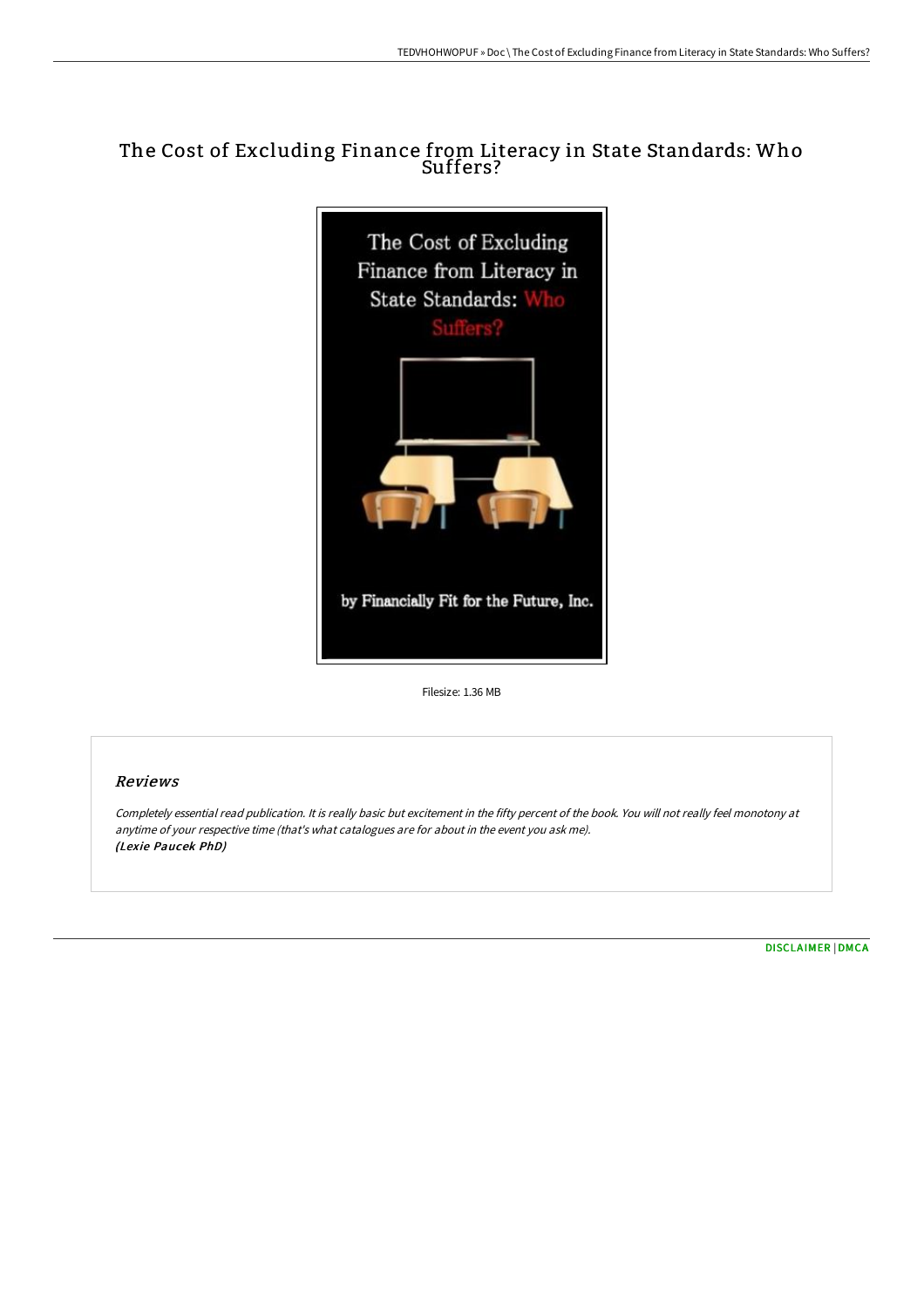# The Cost of Excluding Finance from Literacy in State Standards: Who Suffers?

Filesize: 1.36 MB

## Reviews

*Completely essential read publication. It is really basic but excitement in the fifty percent of the book. You will not really feel monotony at anytime of your respective time (that's what catalogues are for about in the event you ask me).*
***(Lexie Paucek PhD)***

DISCLAIMER | DMCA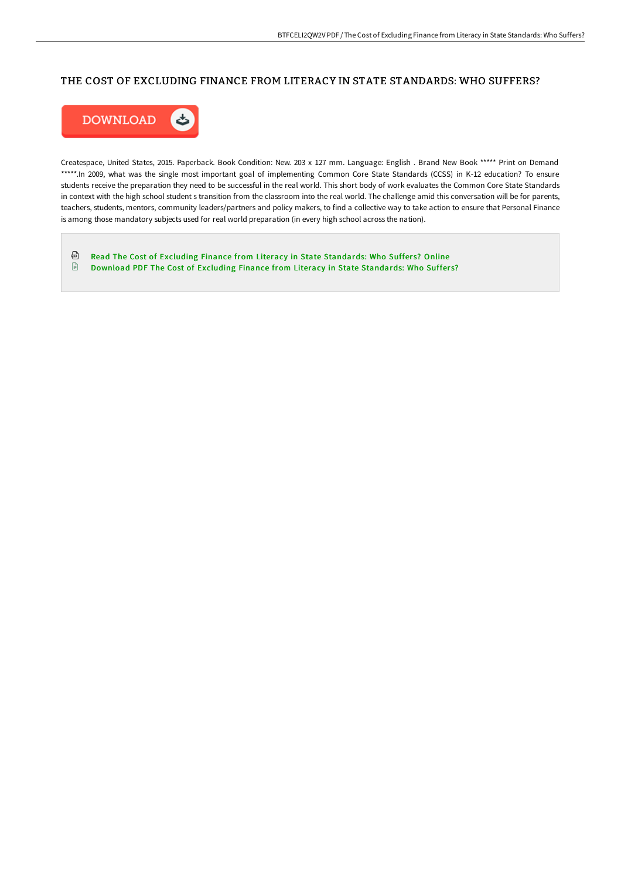# THE COST OF EXCLUDING FINANCE FROM LITERACY IN STATE STANDARDS: WHO SUFFERS?

DOWNLOAD

Createspace, United States, 2015. Paperback. Book Condition: New. 203 x 127 mm. Language: English . Brand New Book ***** Print on Demand *****.In 2009, what was the single most important goal of implementing Common Core State Standards (CCSS) in K-12 education? To ensure students receive the preparation they need to be successful in the real world. This short body of work evaluates the Common Core State Standards in context with the high school student s transition from the classroom into the real world. The challenge amid this conversation will be for parents, teachers, students, mentors, community leaders/partners and policy makers, to find a collective way to take action to ensure that Personal Finance is among those mandatory subjects used for real world preparation (in every high school across the nation).

- Read The Cost of Excluding Finance from Literacy in State Standards: Who Suffers? Online
- Download PDF The Cost of Excluding Finance from Literacy in State Standards: Who Suffers?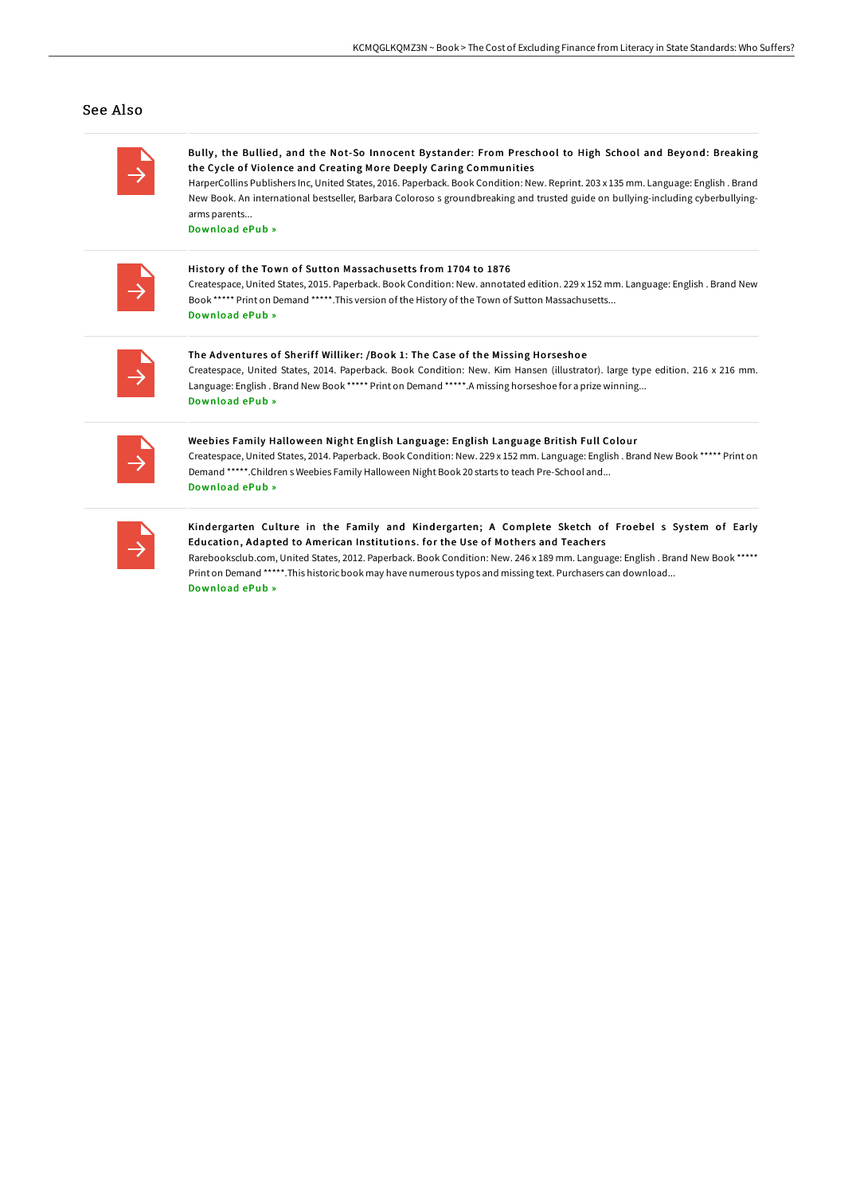## See Also

**Bully, the Bullied, and the Not-So Innocent Bystander: From Preschool to High School and Beyond: Breaking the Cycle of Violence and Creating More Deeply Caring Communities**

HarperCollins Publishers Inc, United States, 2016. Paperback. Book Condition: New. Reprint. 203 x 135 mm. Language: English . Brand New Book. An international bestseller, Barbara Coloroso s groundbreaking and trusted guide on bullying-including cyberbullying-arms parents...

Download ePub »

**History of the Town of Sutton Massachusetts from 1704 to 1876**

Createspace, United States, 2015. Paperback. Book Condition: New. annotated edition. 229 x 152 mm. Language: English . Brand New Book ***** Print on Demand *****.This version of the History of the Town of Sutton Massachusetts...

Download ePub »

**The Adventures of Sheriff Williker: /Book 1: The Case of the Missing Horseshoe**

Createspace, United States, 2014. Paperback. Book Condition: New. Kim Hansen (illustrator). large type edition. 216 x 216 mm. Language: English . Brand New Book ***** Print on Demand *****.A missing horseshoe for a prize winning...

Download ePub »

**Weebies Family Halloween Night English Language: English Language British Full Colour**

Createspace, United States, 2014. Paperback. Book Condition: New. 229 x 152 mm. Language: English . Brand New Book ***** Print on Demand *****.Children s Weebies Family Halloween Night Book 20 starts to teach Pre-School and...

Download ePub »

**Kindergarten Culture in the Family and Kindergarten; A Complete Sketch of Froebel s System of Early Education, Adapted to American Institutions. for the Use of Mothers and Teachers**

Rarebooksclub.com, United States, 2012. Paperback. Book Condition: New. 246 x 189 mm. Language: English . Brand New Book ***** Print on Demand *****.This historic book may have numerous typos and missing text. Purchasers can download...

Download ePub »